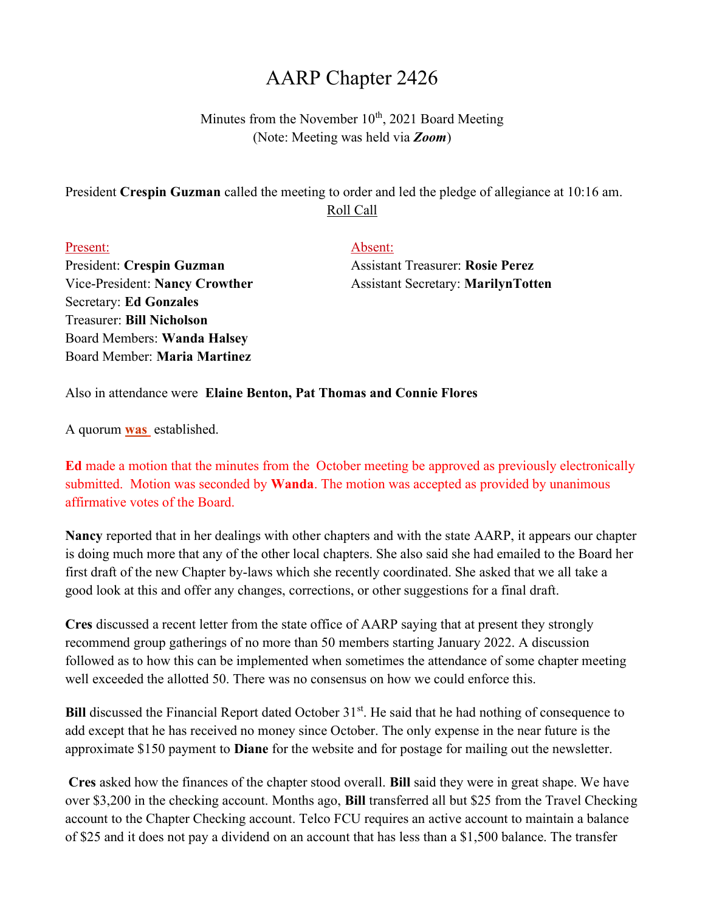# AARP Chapter 2426

Minutes from the November 10th, 2021 Board Meeting
(Note: Meeting was held via ***Zoom***)

President **Crespin Guzman** called the meeting to order and led the pledge of allegiance at 10:16 am.

Roll Call

Present:
President: **Crespin Guzman**
Vice-President: **Nancy Crowther**
Secretary: **Ed Gonzales**
Treasurer: **Bill Nicholson**
Board Members: **Wanda Halsey**
Board Member: **Maria Martinez**

Absent:
Assistant Treasurer: **Rosie Perez**
Assistant Secretary: **MarilynTotten**

Also in attendance were **Elaine Benton, Pat Thomas and Connie Flores**

A quorum **was** established.

**Ed** made a motion that the minutes from the October meeting be approved as previously electronically submitted. Motion was seconded by **Wanda**. The motion was accepted as provided by unanimous affirmative votes of the Board.

**Nancy** reported that in her dealings with other chapters and with the state AARP, it appears our chapter is doing much more that any of the other local chapters. She also said she had emailed to the Board her first draft of the new Chapter by-laws which she recently coordinated. She asked that we all take a good look at this and offer any changes, corrections, or other suggestions for a final draft.

**Cres** discussed a recent letter from the state office of AARP saying that at present they strongly recommend group gatherings of no more than 50 members starting January 2022. A discussion followed as to how this can be implemented when sometimes the attendance of some chapter meeting well exceeded the allotted 50. There was no consensus on how we could enforce this.

**Bill** discussed the Financial Report dated October 31st. He said that he had nothing of consequence to add except that he has received no money since October. The only expense in the near future is the approximate $150 payment to **Diane** for the website and for postage for mailing out the newsletter.

**Cres** asked how the finances of the chapter stood overall. **Bill** said they were in great shape. We have over $3,200 in the checking account. Months ago, **Bill** transferred all but $25 from the Travel Checking account to the Chapter Checking account. Telco FCU requires an active account to maintain a balance of $25 and it does not pay a dividend on an account that has less than a $1,500 balance. The transfer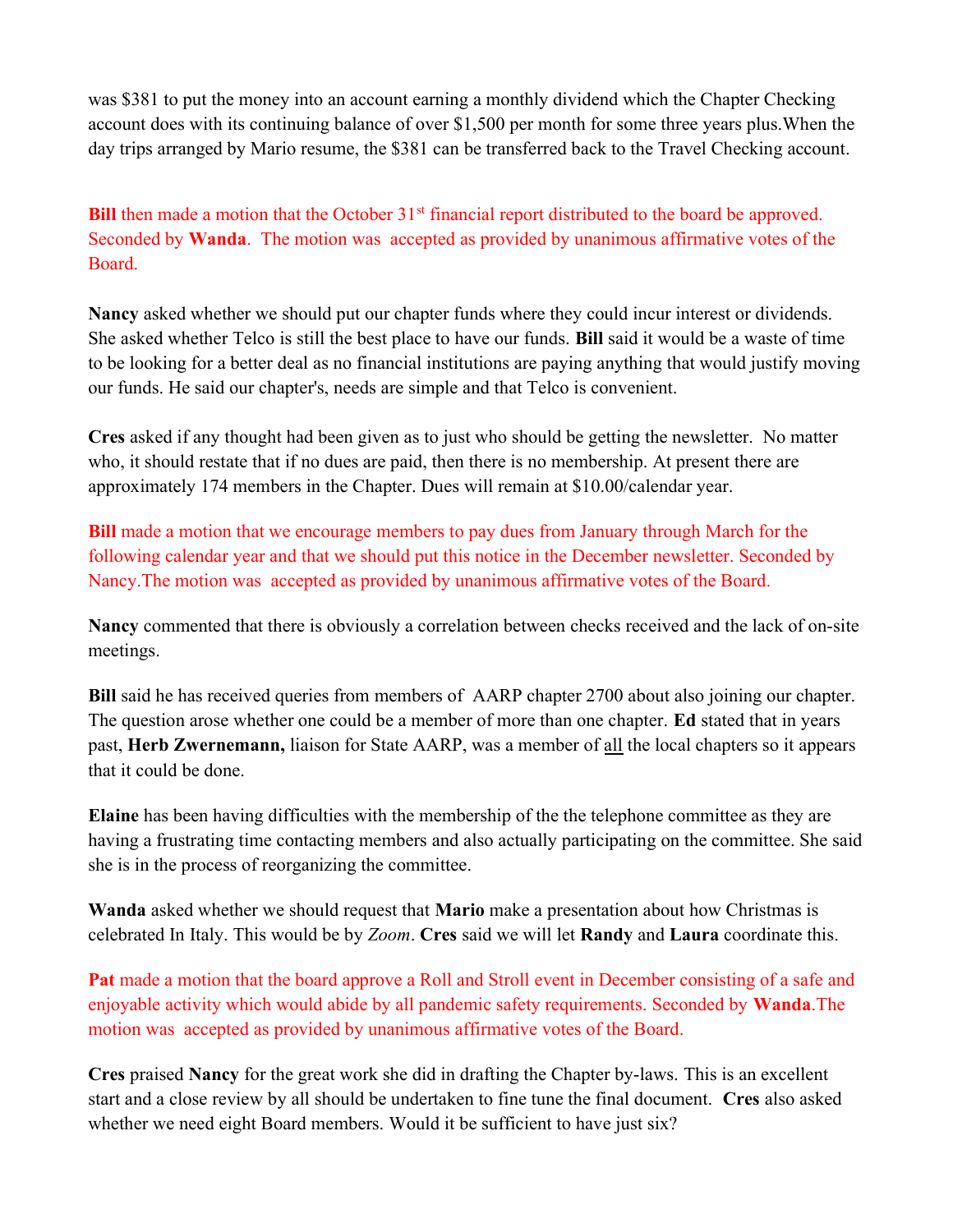was $381 to put the money into an account earning a monthly dividend which the Chapter Checking account does with its continuing balance of over $1,500 per month for some three years plus.When the day trips arranged by Mario resume, the $381 can be transferred back to the Travel Checking account.

**Bill** then made a motion that the October 31st financial report distributed to the board be approved. Seconded by **Wanda**. The motion was accepted as provided by unanimous affirmative votes of the Board.

**Nancy** asked whether we should put our chapter funds where they could incur interest or dividends. She asked whether Telco is still the best place to have our funds. **Bill** said it would be a waste of time to be looking for a better deal as no financial institutions are paying anything that would justify moving our funds. He said our chapter's, needs are simple and that Telco is convenient.

**Cres** asked if any thought had been given as to just who should be getting the newsletter. No matter who, it should restate that if no dues are paid, then there is no membership. At present there are approximately 174 members in the Chapter. Dues will remain at $10.00/calendar year.

**Bill** made a motion that we encourage members to pay dues from January through March for the following calendar year and that we should put this notice in the December newsletter. Seconded by Nancy.The motion was accepted as provided by unanimous affirmative votes of the Board.

**Nancy** commented that there is obviously a correlation between checks received and the lack of on-site meetings.

**Bill** said he has received queries from members of AARP chapter 2700 about also joining our chapter. The question arose whether one could be a member of more than one chapter. **Ed** stated that in years past, **Herb Zwernemann,** liaison for State AARP, was a member of <u>all</u> the local chapters so it appears that it could be done.

**Elaine** has been having difficulties with the membership of the the telephone committee as they are having a frustrating time contacting members and also actually participating on the committee. She said she is in the process of reorganizing the committee.

**Wanda** asked whether we should request that **Mario** make a presentation about how Christmas is celebrated In Italy. This would be by *Zoom*. **Cres** said we will let **Randy** and **Laura** coordinate this.

**Pat** made a motion that the board approve a Roll and Stroll event in December consisting of a safe and enjoyable activity which would abide by all pandemic safety requirements. Seconded by **Wanda**.The motion was accepted as provided by unanimous affirmative votes of the Board.

**Cres** praised **Nancy** for the great work she did in drafting the Chapter by-laws. This is an excellent start and a close review by all should be undertaken to fine tune the final document. **Cres** also asked whether we need eight Board members. Would it be sufficient to have just six?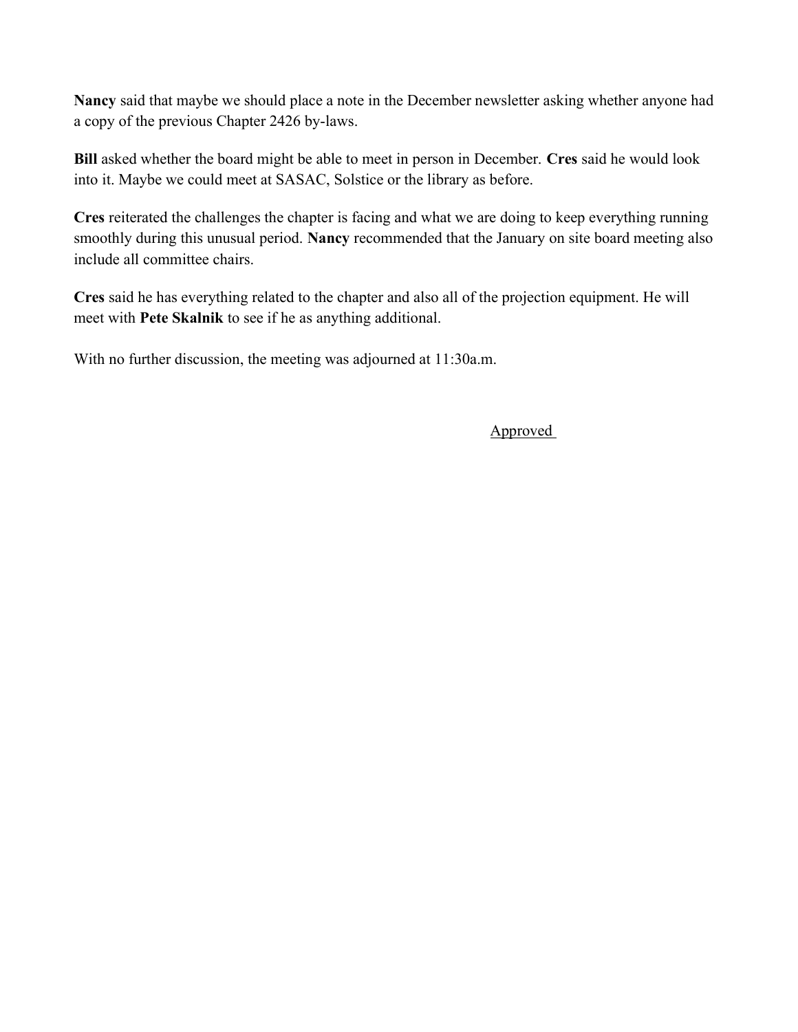**Nancy** said that maybe we should place a note in the December newsletter asking whether anyone had a copy of the previous Chapter 2426 by-laws.

**Bill** asked whether the board might be able to meet in person in December. **Cres** said he would look into it. Maybe we could meet at SASAC, Solstice or the library as before.

**Cres** reiterated the challenges the chapter is facing and what we are doing to keep everything running smoothly during this unusual period. **Nancy** recommended that the January on site board meeting also include all committee chairs.

**Cres** said he has everything related to the chapter and also all of the projection equipment. He will meet with **Pete Skalnik** to see if he as anything additional.

With no further discussion, the meeting was adjourned at 11:30a.m.

Approved